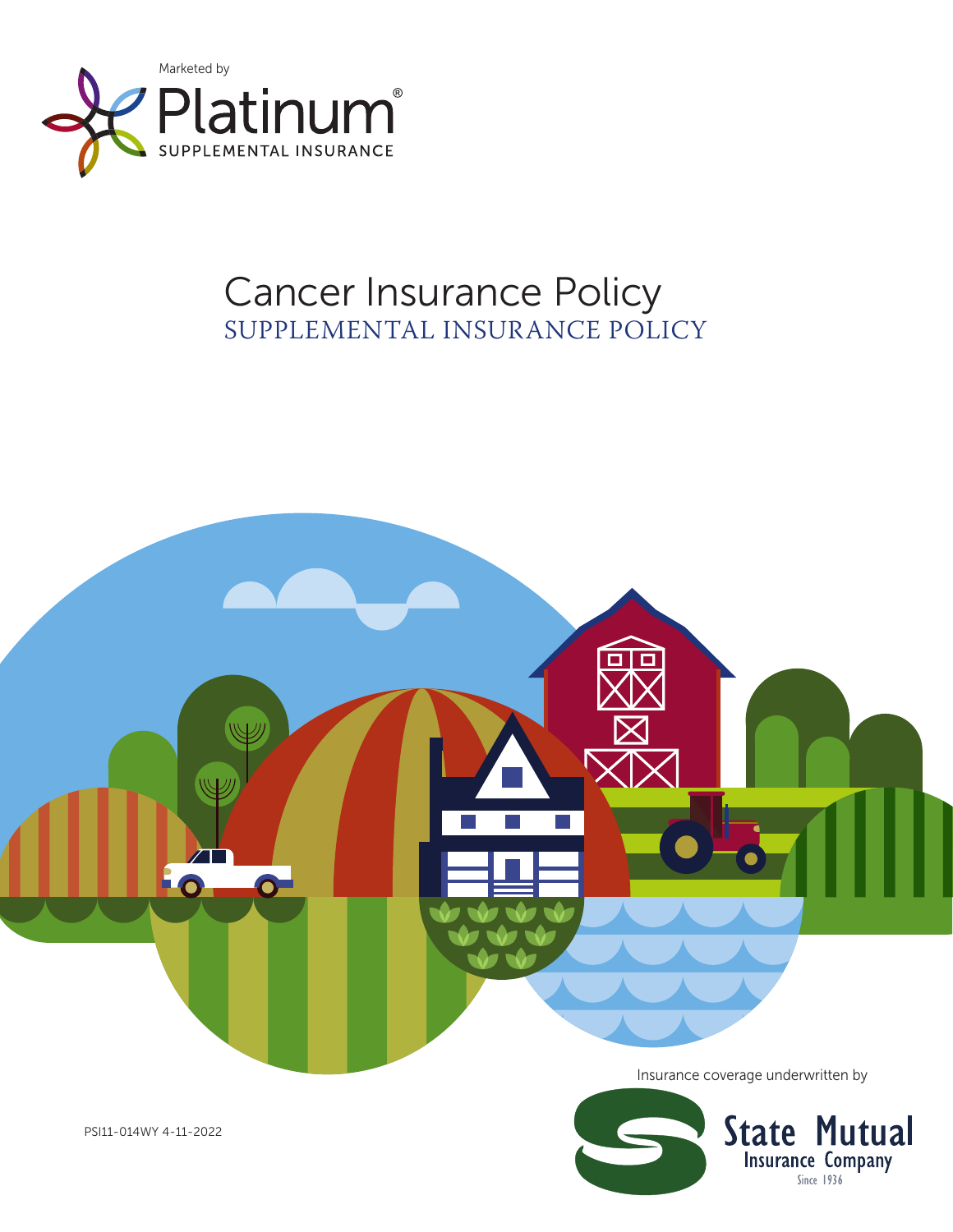Marketed by

Platinum®
SUPPLEMENTAL INSURANCE

# Cancer Insurance Policy
## SUPPLEMENTAL INSURANCE POLICY

Insurance coverage underwritten by

State Mutual
Insurance Company
Since 1936

PSI11-014WY 4-11-2022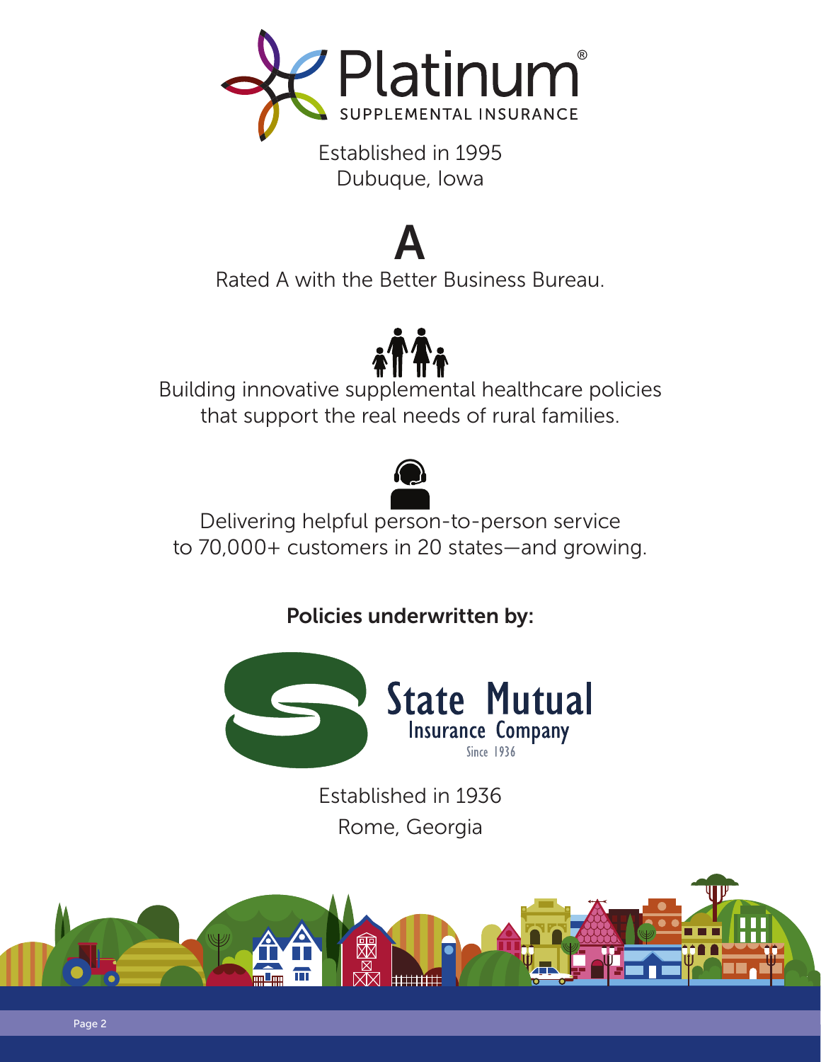# Platinum® SUPPLEMENTAL INSURANCE

Established in 1995
Dubuque, Iowa

## A

Rated A with the Better Business Bureau.

Building innovative supplemental healthcare policies that support the real needs of rural families.

Delivering helpful person-to-person service to 70,000+ customers in 20 states—and growing.

**Policies underwritten by:**

**State Mutual Insurance Company**
Since 1936

Established in 1936
Rome, Georgia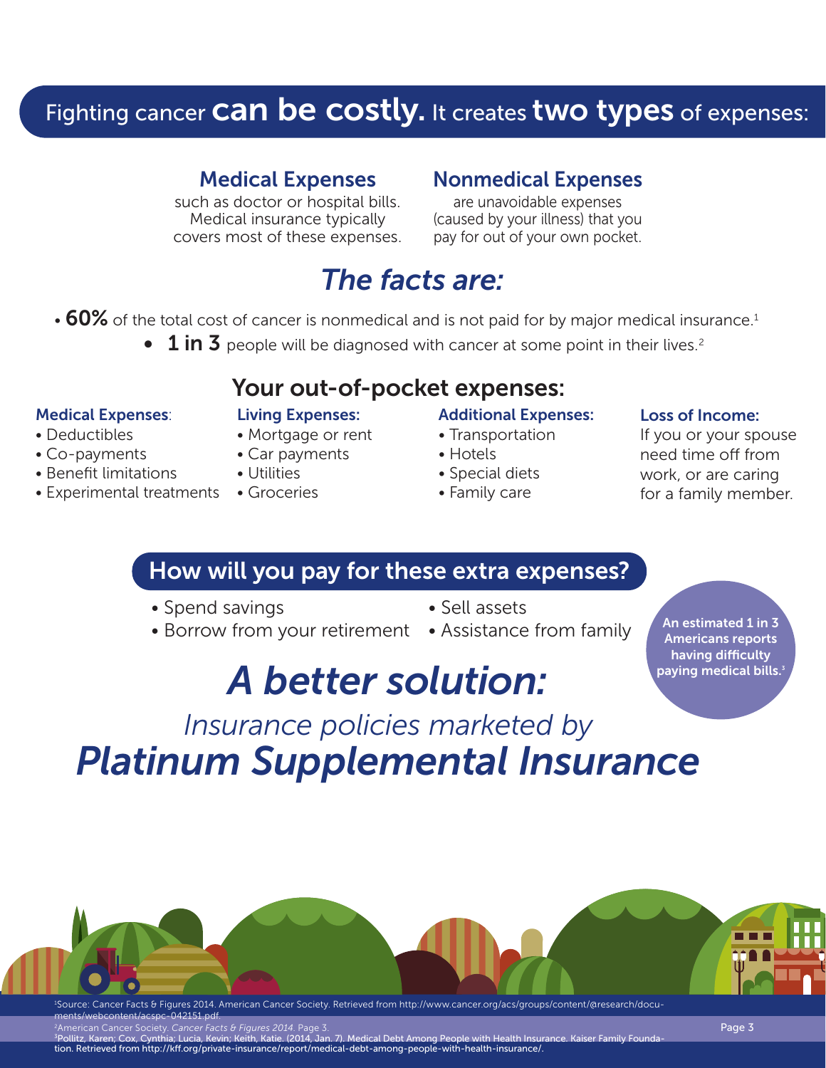# Fighting cancer **can be costly.** It creates **two types** of expenses:

### Medical Expenses

such as doctor or hospital bills. Medical insurance typically covers most of these expenses.

### Nonmedical Expenses

are unavoidable expenses (caused by your illness) that you pay for out of your own pocket.

## *The facts are:*

- **60%** of the total cost of cancer is nonmedical and is not paid for by major medical insurance.[1]
- **1 in 3** people will be diagnosed with cancer at some point in their lives.[2]

## Your out-of-pocket expenses:

**Medical Expenses:**
- Deductibles
- Co-payments
- Benefit limitations
- Experimental treatments

**Living Expenses:**
- Mortgage or rent
- Car payments
- Utilities
- Groceries

**Additional Expenses:**
- Transportation
- Hotels
- Special diets
- Family care

**Loss of Income:**
If you or your spouse need time off from work, or are caring for a family member.

## How will you pay for these extra expenses?

- Spend savings
- Borrow from your retirement
- Sell assets
- Assistance from family

**An estimated 1 in 3 Americans reports having difficulty paying medical bills.[3]**

# *A better solution:*

*Insurance policies marketed by*

# *Platinum Supplemental Insurance*

[1]Source: Cancer Facts & Figures 2014. American Cancer Society. Retrieved from http://www.cancer.org/acs/groups/content/@research/documents/webcontent/acspc-042151.pdf.
[2]American Cancer Society. *Cancer Facts & Figures 2014*. Page 3.
[3]Pollitz, Karen; Cox, Cynthia; Lucia, Kevin; Keith, Katie. (2014, Jan. 7). Medical Debt Among People with Health Insurance. Kaiser Family Foundation. Retrieved from http://kff.org/private-insurance/report/medical-debt-among-people-with-health-insurance/.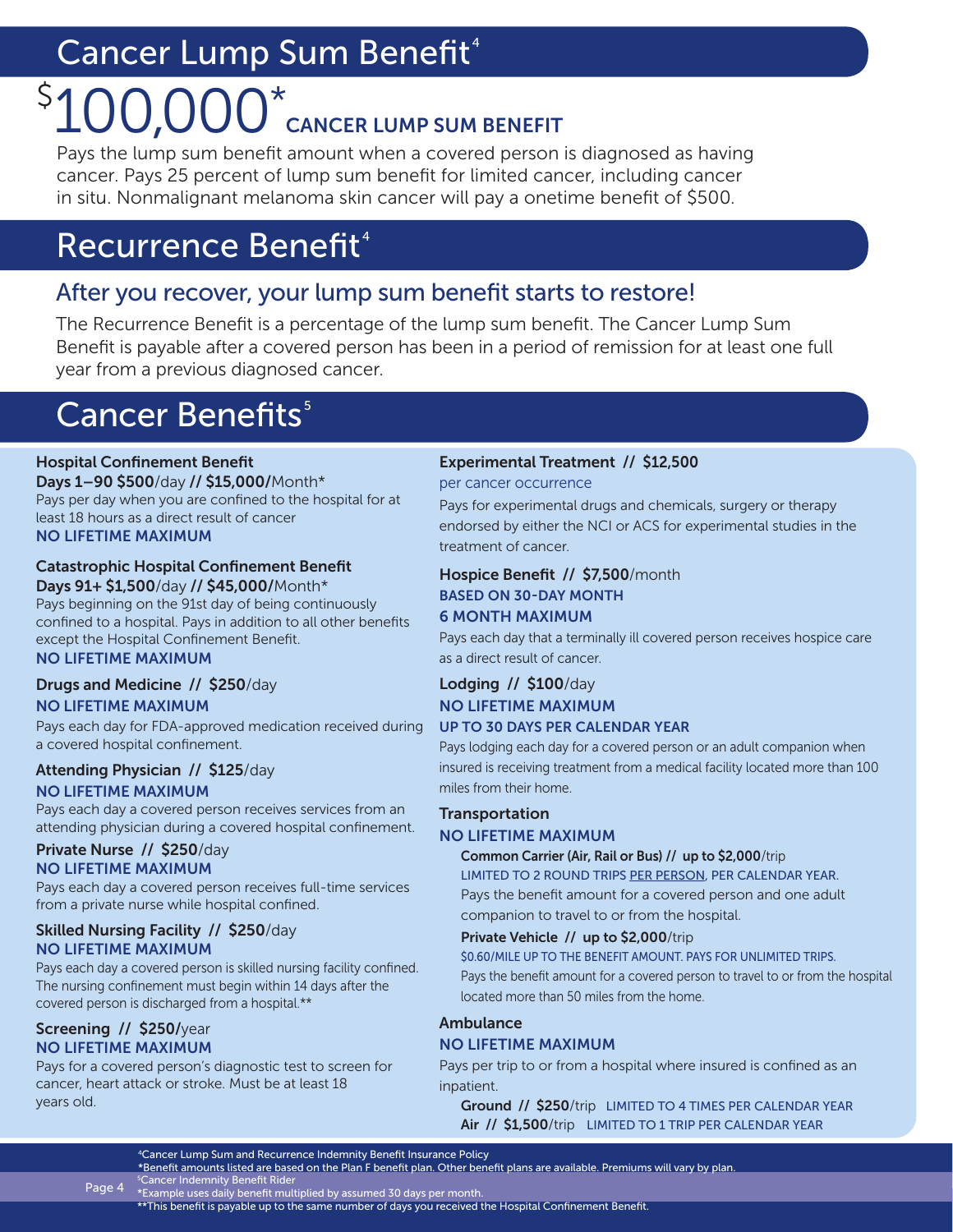# Cancer Lump Sum Benefit[4]

## $100,000* CANCER LUMP SUM BENEFIT

Pays the lump sum benefit amount when a covered person is diagnosed as having cancer. Pays 25 percent of lump sum benefit for limited cancer, including cancer in situ. Nonmalignant melanoma skin cancer will pay a onetime benefit of $500.

# Recurrence Benefit[4]

## After you recover, your lump sum benefit starts to restore!

The Recurrence Benefit is a percentage of the lump sum benefit. The Cancer Lump Sum Benefit is payable after a covered person has been in a period of remission for at least one full year from a previous diagnosed cancer.

# Cancer Benefits[5]

**Hospital Confinement Benefit**
**Days 1–90 $500**/day **// $15,000/**Month*
Pays per day when you are confined to the hospital for at least 18 hours as a direct result of cancer
**NO LIFETIME MAXIMUM**

**Catastrophic Hospital Confinement Benefit**
**Days 91+ $1,500**/day **// $45,000/**Month*
Pays beginning on the 91st day of being continuously confined to a hospital. Pays in addition to all other benefits except the Hospital Confinement Benefit.
**NO LIFETIME MAXIMUM**

**Drugs and Medicine // $250**/day
**NO LIFETIME MAXIMUM**
Pays each day for FDA-approved medication received during a covered hospital confinement.

**Attending Physician // $125**/day
**NO LIFETIME MAXIMUM**
Pays each day a covered person receives services from an attending physician during a covered hospital confinement.

**Private Nurse // $250**/day
**NO LIFETIME MAXIMUM**
Pays each day a covered person receives full-time services from a private nurse while hospital confined.

**Skilled Nursing Facility // $250**/day
**NO LIFETIME MAXIMUM**
Pays each day a covered person is skilled nursing facility confined. The nursing confinement must begin within 14 days after the covered person is discharged from a hospital.**

**Screening // $250/**year
**NO LIFETIME MAXIMUM**
Pays for a covered person's diagnostic test to screen for cancer, heart attack or stroke. Must be at least 18 years old.

**Experimental Treatment // $12,500**
per cancer occurrence
Pays for experimental drugs and chemicals, surgery or therapy endorsed by either the NCI or ACS for experimental studies in the treatment of cancer.

**Hospice Benefit // $7,500**/month
**BASED ON 30-DAY MONTH**
**6 MONTH MAXIMUM**
Pays each day that a terminally ill covered person receives hospice care as a direct result of cancer.

**Lodging // $100**/day
**NO LIFETIME MAXIMUM**
**UP TO 30 DAYS PER CALENDAR YEAR**
Pays lodging each day for a covered person or an adult companion when insured is receiving treatment from a medical facility located more than 100 miles from their home.

**Transportation**
**NO LIFETIME MAXIMUM**

- **Common Carrier (Air, Rail or Bus) // up to $2,000**/trip
  LIMITED TO 2 ROUND TRIPS PER PERSON, PER CALENDAR YEAR.
  Pays the benefit amount for a covered person and one adult companion to travel to or from the hospital.
- **Private Vehicle // up to $2,000**/trip
  $0.60/MILE UP TO THE BENEFIT AMOUNT. PAYS FOR UNLIMITED TRIPS.
  Pays the benefit amount for a covered person to travel to or from the hospital located more than 50 miles from the home.

**Ambulance**
**NO LIFETIME MAXIMUM**
Pays per trip to or from a hospital where insured is confined as an inpatient.

- **Ground // $250**/trip LIMITED TO 4 TIMES PER CALENDAR YEAR
- **Air // $1,500**/trip LIMITED TO 1 TRIP PER CALENDAR YEAR

[4]Cancer Lump Sum and Recurrence Indemnity Benefit Insurance Policy
*Benefit amounts listed are based on the Plan F benefit plan. Other benefit plans are available. Premiums will vary by plan.
[5]Cancer Indemnity Benefit Rider
*Example uses daily benefit multiplied by assumed 30 days per month.
**This benefit is payable up to the same number of days you received the Hospital Confinement Benefit.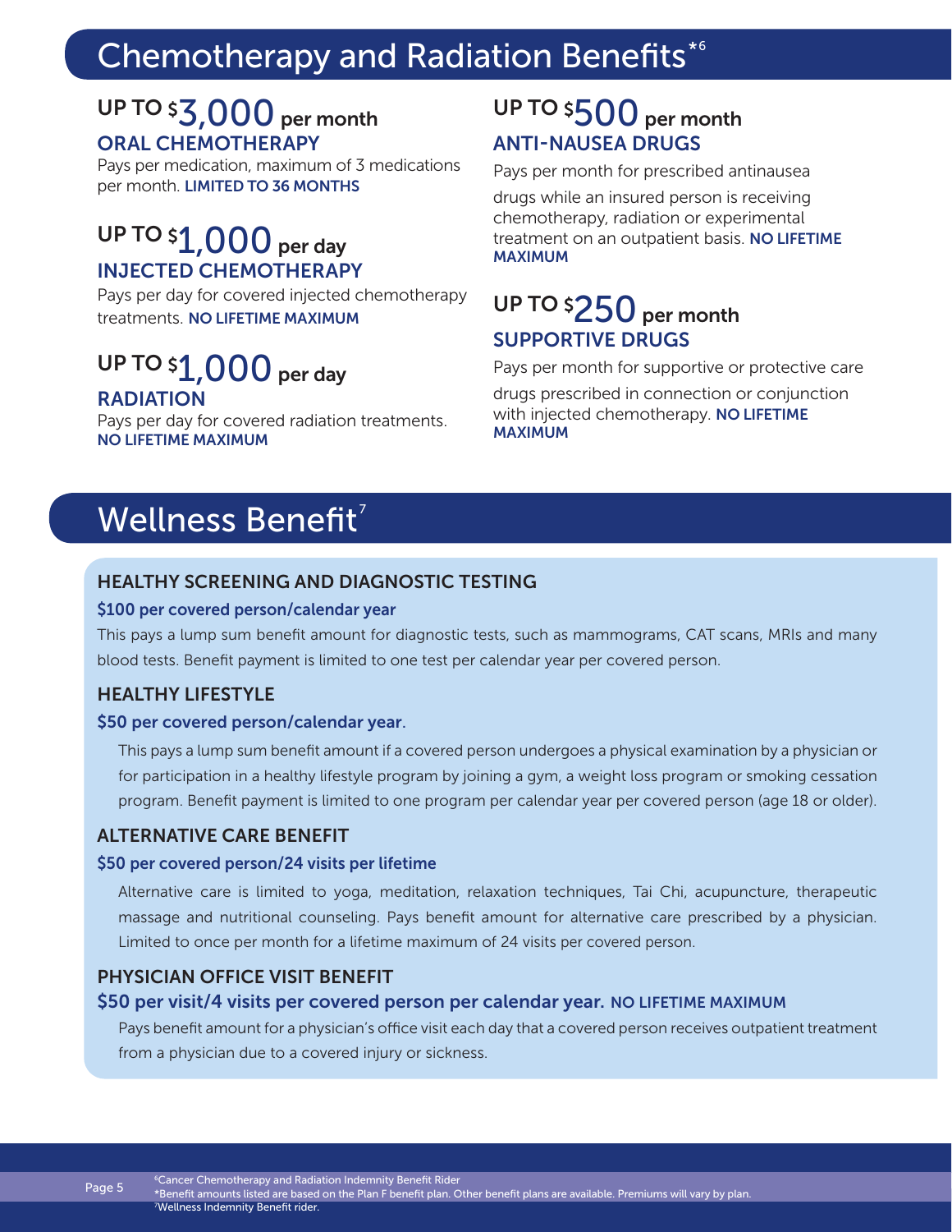## Chemotherapy and Radiation Benefits*[6]

### UP TO $3,000 per month
**ORAL CHEMOTHERAPY**

Pays per medication, maximum of 3 medications per month. **LIMITED TO 36 MONTHS**

### UP TO $1,000 per day
**INJECTED CHEMOTHERAPY**

Pays per day for covered injected chemotherapy treatments. **NO LIFETIME MAXIMUM**

### UP TO $1,000 per day
**RADIATION**

Pays per day for covered radiation treatments. **NO LIFETIME MAXIMUM**

### UP TO $500 per month
**ANTI-NAUSEA DRUGS**

Pays per month for prescribed antinausea drugs while an insured person is receiving chemotherapy, radiation or experimental treatment on an outpatient basis. **NO LIFETIME MAXIMUM**

### UP TO $250 per month
**SUPPORTIVE DRUGS**

Pays per month for supportive or protective care drugs prescribed in connection or conjunction with injected chemotherapy. **NO LIFETIME MAXIMUM**

## Wellness Benefit[7]

### HEALTHY SCREENING AND DIAGNOSTIC TESTING

**$100 per covered person/calendar year**

This pays a lump sum benefit amount for diagnostic tests, such as mammograms, CAT scans, MRIs and many blood tests. Benefit payment is limited to one test per calendar year per covered person.

### HEALTHY LIFESTYLE

**$50 per covered person/calendar year.**

This pays a lump sum benefit amount if a covered person undergoes a physical examination by a physician or for participation in a healthy lifestyle program by joining a gym, a weight loss program or smoking cessation program. Benefit payment is limited to one program per calendar year per covered person (age 18 or older).

### ALTERNATIVE CARE BENEFIT

**$50 per covered person/24 visits per lifetime**

Alternative care is limited to yoga, meditation, relaxation techniques, Tai Chi, acupuncture, therapeutic massage and nutritional counseling. Pays benefit amount for alternative care prescribed by a physician. Limited to once per month for a lifetime maximum of 24 visits per covered person.

### PHYSICIAN OFFICE VISIT BENEFIT

**$50 per visit/4 visits per covered person per calendar year. NO LIFETIME MAXIMUM**

Pays benefit amount for a physician's office visit each day that a covered person receives outpatient treatment from a physician due to a covered injury or sickness.

[6]Cancer Chemotherapy and Radiation Indemnity Benefit Rider
*Benefit amounts listed are based on the Plan F benefit plan. Other benefit plans are available. Premiums will vary by plan.
[7]Wellness Indemnity Benefit rider.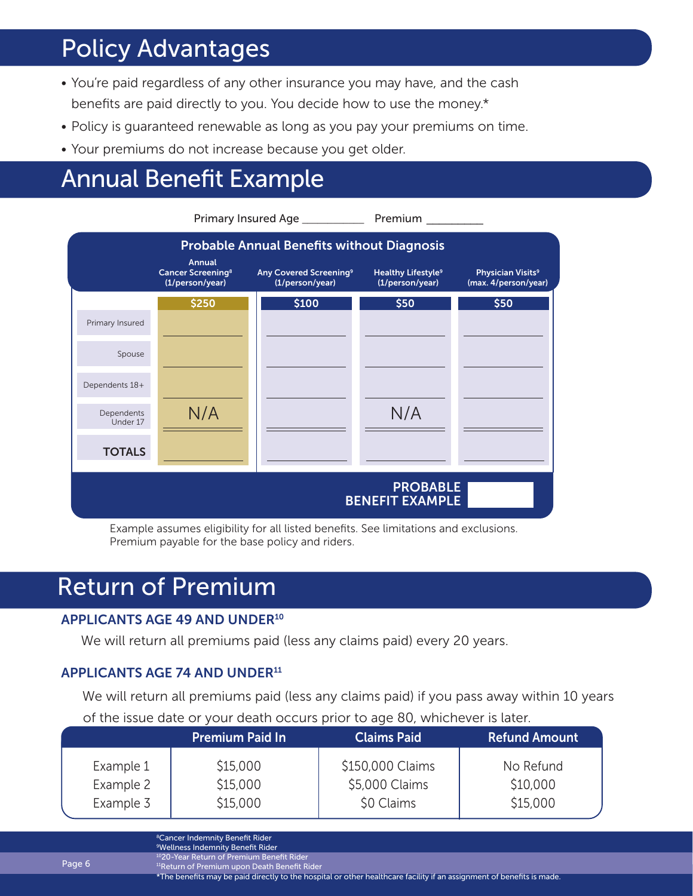## Policy Advantages

- You're paid regardless of any other insurance you may have, and the cash benefits are paid directly to you. You decide how to use the money.*
- Policy is guaranteed renewable as long as you pay your premiums on time.
- Your premiums do not increase because you get older.

## Annual Benefit Example

Primary Insured Age __________ Premium _________

| Probable Annual Benefits without Diagnosis | Annual Cancer Screening[8] (1/person/year) | Any Covered Screening[9] (1/person/year) | Healthy Lifestyle[9] (1/person/year) | Physician Visits[9] (max. 4/person/year) |
|---|---|---|---|---|
| | $250 | $100 | $50 | $50 |
| Primary Insured | | | | |
| Spouse | | | | |
| Dependents 18+ | | | | |
| Dependents Under 17 | N/A | | N/A | |
| **TOTALS** | | | | |

**PROBABLE BENEFIT EXAMPLE** __________

Example assumes eligibility for all listed benefits. See limitations and exclusions.
Premium payable for the base policy and riders.

## Return of Premium

### APPLICANTS AGE 49 AND UNDER[10]

We will return all premiums paid (less any claims paid) every 20 years.

### APPLICANTS AGE 74 AND UNDER[11]

We will return all premiums paid (less any claims paid) if you pass away within 10 years of the issue date or your death occurs prior to age 80, whichever is later.

| | Premium Paid In | Claims Paid | Refund Amount |
|---|---|---|---|
| Example 1 | $15,000 | $150,000 Claims | No Refund |
| Example 2 | $15,000 | $5,000 Claims | $10,000 |
| Example 3 | $15,000 | $0 Claims | $15,000 |

[8]Cancer Indemnity Benefit Rider
[9]Wellness Indemnity Benefit Rider
[10]20-Year Return of Premium Benefit Rider
[11]Return of Premium upon Death Benefit Rider
*The benefits may be paid directly to the hospital or other healthcare facility if an assignment of benefits is made.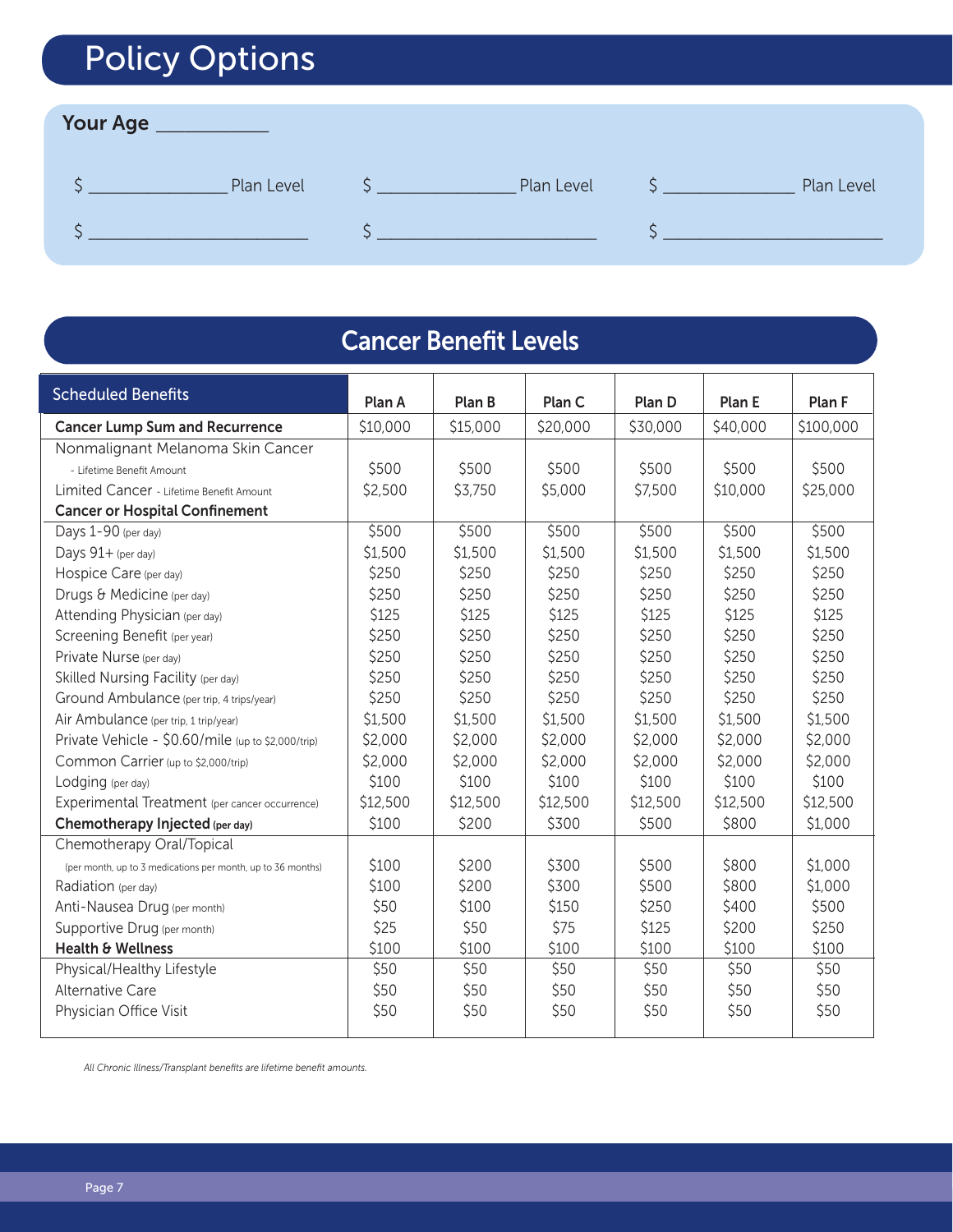# Policy Options

**Your Age** __________

$ ______________ Plan Level    $ ______________ Plan Level    $ ______________ Plan Level

$ ______________________    $ ______________________    $ ______________________

## Cancer Benefit Levels

| Scheduled Benefits | Plan A | Plan B | Plan C | Plan D | Plan E | Plan F |
|---|---|---|---|---|---|---|
| **Cancer Lump Sum and Recurrence** | $10,000 | $15,000 | $20,000 | $30,000 | $40,000 | $100,000 |
| Nonmalignant Melanoma Skin Cancer - Lifetime Benefit Amount | $500 | $500 | $500 | $500 | $500 | $500 |
| Limited Cancer - Lifetime Benefit Amount | $2,500 | $3,750 | $5,000 | $7,500 | $10,000 | $25,000 |
| **Cancer or Hospital Confinement** | | | | | | |
| Days 1-90 (per day) | $500 | $500 | $500 | $500 | $500 | $500 |
| Days 91+ (per day) | $1,500 | $1,500 | $1,500 | $1,500 | $1,500 | $1,500 |
| Hospice Care (per day) | $250 | $250 | $250 | $250 | $250 | $250 |
| Drugs & Medicine (per day) | $250 | $250 | $250 | $250 | $250 | $250 |
| Attending Physician (per day) | $125 | $125 | $125 | $125 | $125 | $125 |
| Screening Benefit (per year) | $250 | $250 | $250 | $250 | $250 | $250 |
| Private Nurse (per day) | $250 | $250 | $250 | $250 | $250 | $250 |
| Skilled Nursing Facility (per day) | $250 | $250 | $250 | $250 | $250 | $250 |
| Ground Ambulance (per trip, 4 trips/year) | $250 | $250 | $250 | $250 | $250 | $250 |
| Air Ambulance (per trip, 1 trip/year) | $1,500 | $1,500 | $1,500 | $1,500 | $1,500 | $1,500 |
| Private Vehicle - $0.60/mile (up to $2,000/trip) | $2,000 | $2,000 | $2,000 | $2,000 | $2,000 | $2,000 |
| Common Carrier (up to $2,000/trip) | $2,000 | $2,000 | $2,000 | $2,000 | $2,000 | $2,000 |
| Lodging (per day) | $100 | $100 | $100 | $100 | $100 | $100 |
| Experimental Treatment (per cancer occurrence) | $12,500 | $12,500 | $12,500 | $12,500 | $12,500 | $12,500 |
| **Chemotherapy Injected (per day)** | $100 | $200 | $300 | $500 | $800 | $1,000 |
| Chemotherapy Oral/Topical (per month, up to 3 medications per month, up to 36 months) | $100 | $200 | $300 | $500 | $800 | $1,000 |
| Radiation (per day) | $100 | $200 | $300 | $500 | $800 | $1,000 |
| Anti-Nausea Drug (per month) | $50 | $100 | $150 | $250 | $400 | $500 |
| Supportive Drug (per month) | $25 | $50 | $75 | $125 | $200 | $250 |
| **Health & Wellness** | $100 | $100 | $100 | $100 | $100 | $100 |
| Physical/Healthy Lifestyle | $50 | $50 | $50 | $50 | $50 | $50 |
| Alternative Care | $50 | $50 | $50 | $50 | $50 | $50 |
| Physician Office Visit | $50 | $50 | $50 | $50 | $50 | $50 |

*All Chronic Illness/Transplant benefits are lifetime benefit amounts.*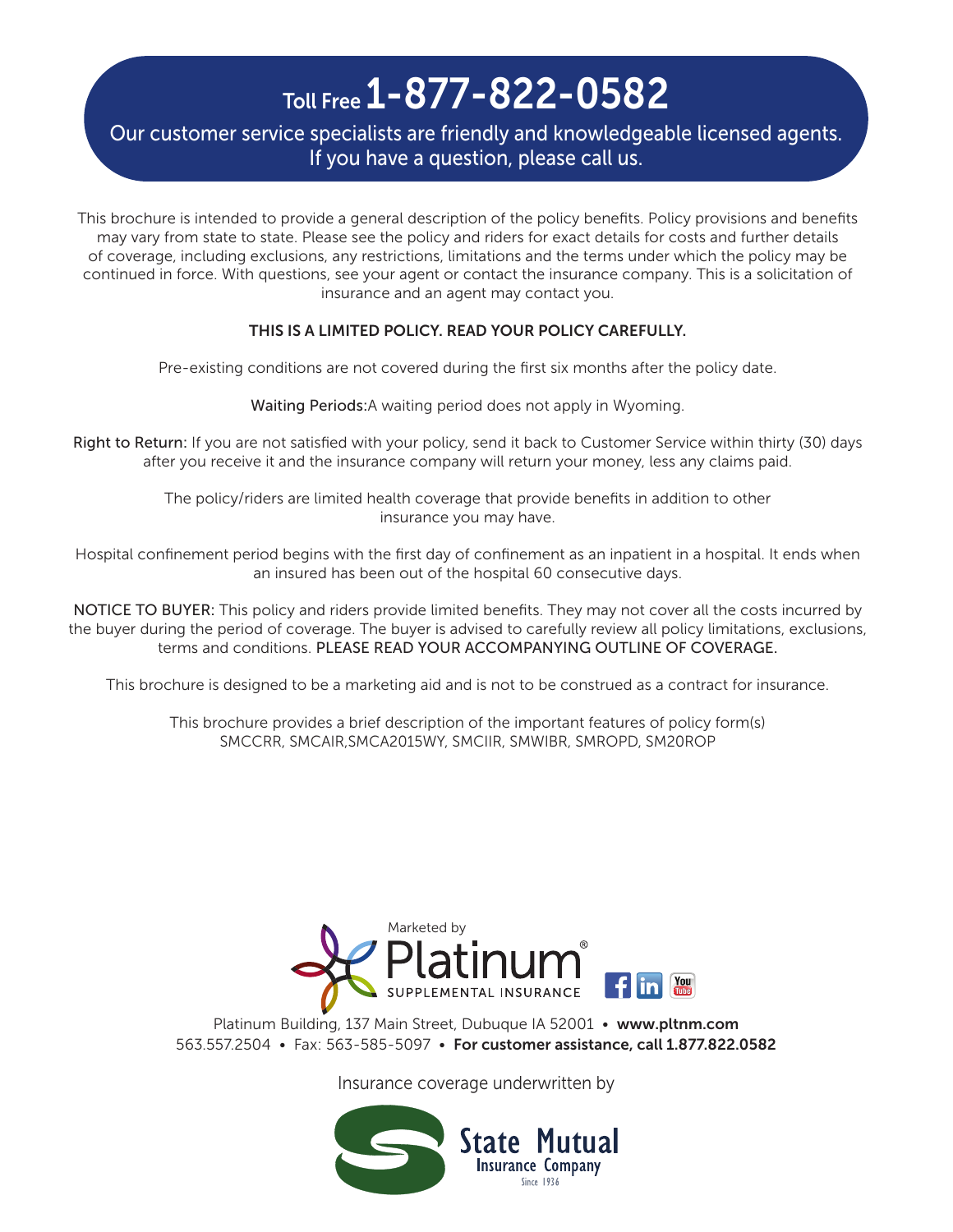# Toll Free 1-877-822-0582

Our customer service specialists are friendly and knowledgeable licensed agents.
If you have a question, please call us.

This brochure is intended to provide a general description of the policy benefits. Policy provisions and benefits may vary from state to state. Please see the policy and riders for exact details for costs and further details of coverage, including exclusions, any restrictions, limitations and the terms under which the policy may be continued in force. With questions, see your agent or contact the insurance company. This is a solicitation of insurance and an agent may contact you.

**THIS IS A LIMITED POLICY. READ YOUR POLICY CAREFULLY.**

Pre-existing conditions are not covered during the first six months after the policy date.

Waiting Periods:A waiting period does not apply in Wyoming.

Right to Return: If you are not satisfied with your policy, send it back to Customer Service within thirty (30) days after you receive it and the insurance company will return your money, less any claims paid.

The policy/riders are limited health coverage that provide benefits in addition to other insurance you may have.

Hospital confinement period begins with the first day of confinement as an inpatient in a hospital. It ends when an insured has been out of the hospital 60 consecutive days.

NOTICE TO BUYER: This policy and riders provide limited benefits. They may not cover all the costs incurred by the buyer during the period of coverage. The buyer is advised to carefully review all policy limitations, exclusions, terms and conditions. PLEASE READ YOUR ACCOMPANYING OUTLINE OF COVERAGE.

This brochure is designed to be a marketing aid and is not to be construed as a contract for insurance.

This brochure provides a brief description of the important features of policy form(s) SMCCRR, SMCAIR,SMCA2015WY, SMCIIR, SMWIBR, SMROPD, SM20ROP

Marketed by Platinum® SUPPLEMENTAL INSURANCE

Platinum Building, 137 Main Street, Dubuque IA 52001 • **www.pltnm.com**
563.557.2504 • Fax: 563-585-5097 • **For customer assistance, call 1.877.822.0582**

Insurance coverage underwritten by

State Mutual Insurance Company
Since 1936